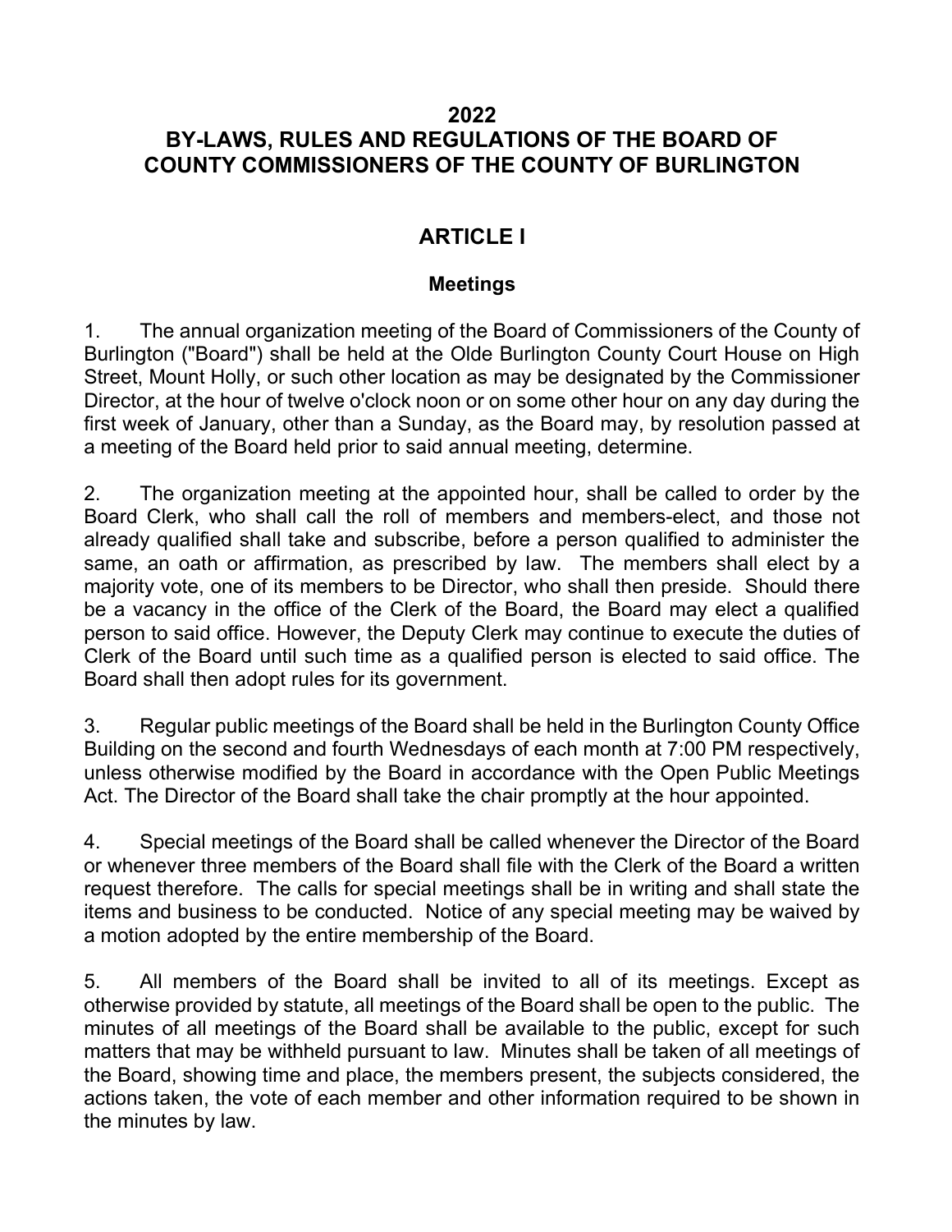# 2022
# BY-LAWS, RULES AND REGULATIONS OF THE BOARD OF COUNTY COMMISSIONERS OF THE COUNTY OF BURLINGTON

## ARTICLE I

### Meetings

1. The annual organization meeting of the Board of Commissioners of the County of Burlington ("Board") shall be held at the Olde Burlington County Court House on High Street, Mount Holly, or such other location as may be designated by the Commissioner Director, at the hour of twelve o'clock noon or on some other hour on any day during the first week of January, other than a Sunday, as the Board may, by resolution passed at a meeting of the Board held prior to said annual meeting, determine.

2. The organization meeting at the appointed hour, shall be called to order by the Board Clerk, who shall call the roll of members and members-elect, and those not already qualified shall take and subscribe, before a person qualified to administer the same, an oath or affirmation, as prescribed by law. The members shall elect by a majority vote, one of its members to be Director, who shall then preside. Should there be a vacancy in the office of the Clerk of the Board, the Board may elect a qualified person to said office. However, the Deputy Clerk may continue to execute the duties of Clerk of the Board until such time as a qualified person is elected to said office. The Board shall then adopt rules for its government.

3. Regular public meetings of the Board shall be held in the Burlington County Office Building on the second and fourth Wednesdays of each month at 7:00 PM respectively, unless otherwise modified by the Board in accordance with the Open Public Meetings Act. The Director of the Board shall take the chair promptly at the hour appointed.

4. Special meetings of the Board shall be called whenever the Director of the Board or whenever three members of the Board shall file with the Clerk of the Board a written request therefore. The calls for special meetings shall be in writing and shall state the items and business to be conducted. Notice of any special meeting may be waived by a motion adopted by the entire membership of the Board.

5. All members of the Board shall be invited to all of its meetings. Except as otherwise provided by statute, all meetings of the Board shall be open to the public. The minutes of all meetings of the Board shall be available to the public, except for such matters that may be withheld pursuant to law. Minutes shall be taken of all meetings of the Board, showing time and place, the members present, the subjects considered, the actions taken, the vote of each member and other information required to be shown in the minutes by law.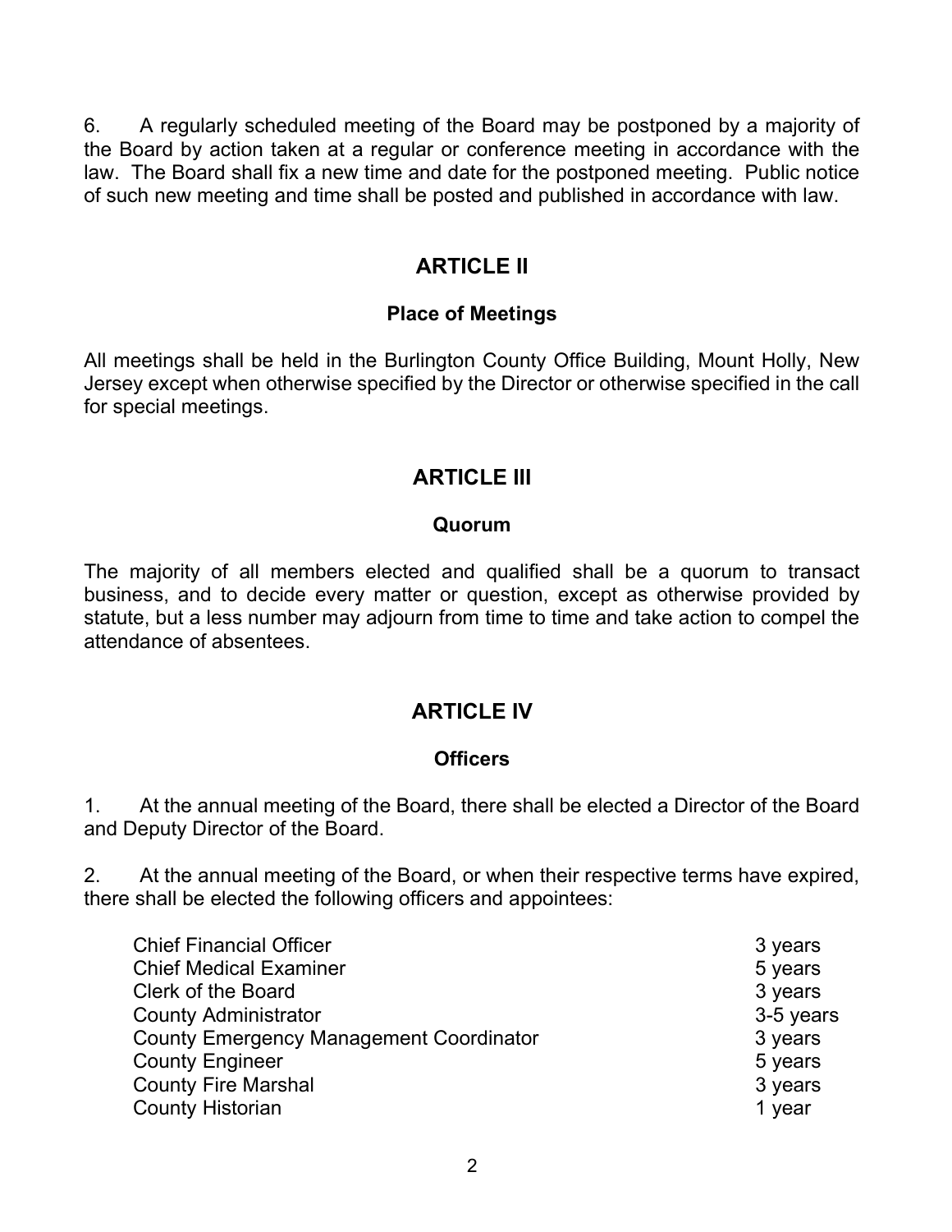6. A regularly scheduled meeting of the Board may be postponed by a majority of the Board by action taken at a regular or conference meeting in accordance with the law. The Board shall fix a new time and date for the postponed meeting. Public notice of such new meeting and time shall be posted and published in accordance with law.

## ARTICLE II

### Place of Meetings

All meetings shall be held in the Burlington County Office Building, Mount Holly, New Jersey except when otherwise specified by the Director or otherwise specified in the call for special meetings.

## ARTICLE III

### Quorum

The majority of all members elected and qualified shall be a quorum to transact business, and to decide every matter or question, except as otherwise provided by statute, but a less number may adjourn from time to time and take action to compel the attendance of absentees.

## ARTICLE IV

### Officers

1. At the annual meeting of the Board, there shall be elected a Director of the Board and Deputy Director of the Board.

2. At the annual meeting of the Board, or when their respective terms have expired, there shall be elected the following officers and appointees:

| | |
|---|---|
| Chief Financial Officer | 3 years |
| Chief Medical Examiner | 5 years |
| Clerk of the Board | 3 years |
| County Administrator | 3-5 years |
| County Emergency Management Coordinator | 3 years |
| County Engineer | 5 years |
| County Fire Marshal | 3 years |
| County Historian | 1 year |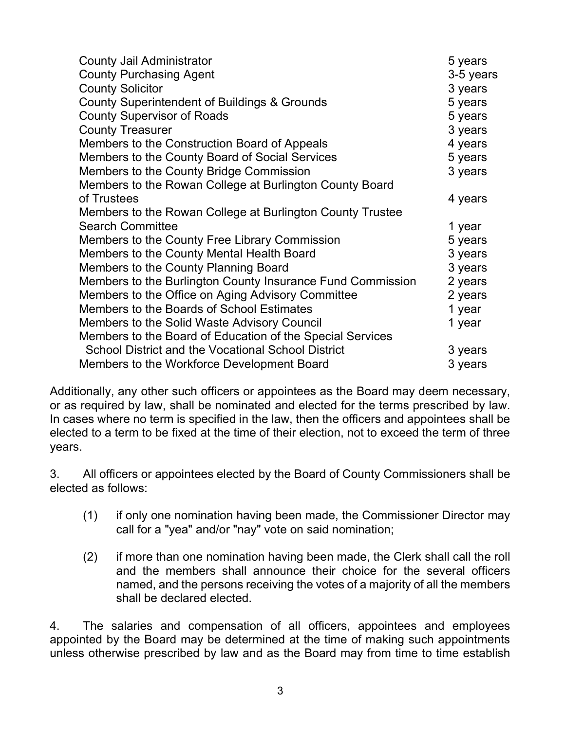| | |
|---|---|
| County Jail Administrator | 5 years |
| County Purchasing Agent | 3-5 years |
| County Solicitor | 3 years |
| County Superintendent of Buildings & Grounds | 5 years |
| County Supervisor of Roads | 5 years |
| County Treasurer | 3 years |
| Members to the Construction Board of Appeals | 4 years |
| Members to the County Board of Social Services | 5 years |
| Members to the County Bridge Commission | 3 years |
| Members to the Rowan College at Burlington County Board of Trustees | 4 years |
| Members to the Rowan College at Burlington County Trustee Search Committee | 1 year |
| Members to the County Free Library Commission | 5 years |
| Members to the County Mental Health Board | 3 years |
| Members to the County Planning Board | 3 years |
| Members to the Burlington County Insurance Fund Commission | 2 years |
| Members to the Office on Aging Advisory Committee | 2 years |
| Members to the Boards of School Estimates | 1 year |
| Members to the Solid Waste Advisory Council | 1 year |
| Members to the Board of Education of the Special Services School District and the Vocational School District | 3 years |
| Members to the Workforce Development Board | 3 years |

Additionally, any other such officers or appointees as the Board may deem necessary, or as required by law, shall be nominated and elected for the terms prescribed by law. In cases where no term is specified in the law, then the officers and appointees shall be elected to a term to be fixed at the time of their election, not to exceed the term of three years.

3. All officers or appointees elected by the Board of County Commissioners shall be elected as follows:

(1) if only one nomination having been made, the Commissioner Director may call for a "yea" and/or "nay" vote on said nomination;

(2) if more than one nomination having been made, the Clerk shall call the roll and the members shall announce their choice for the several officers named, and the persons receiving the votes of a majority of all the members shall be declared elected.

4. The salaries and compensation of all officers, appointees and employees appointed by the Board may be determined at the time of making such appointments unless otherwise prescribed by law and as the Board may from time to time establish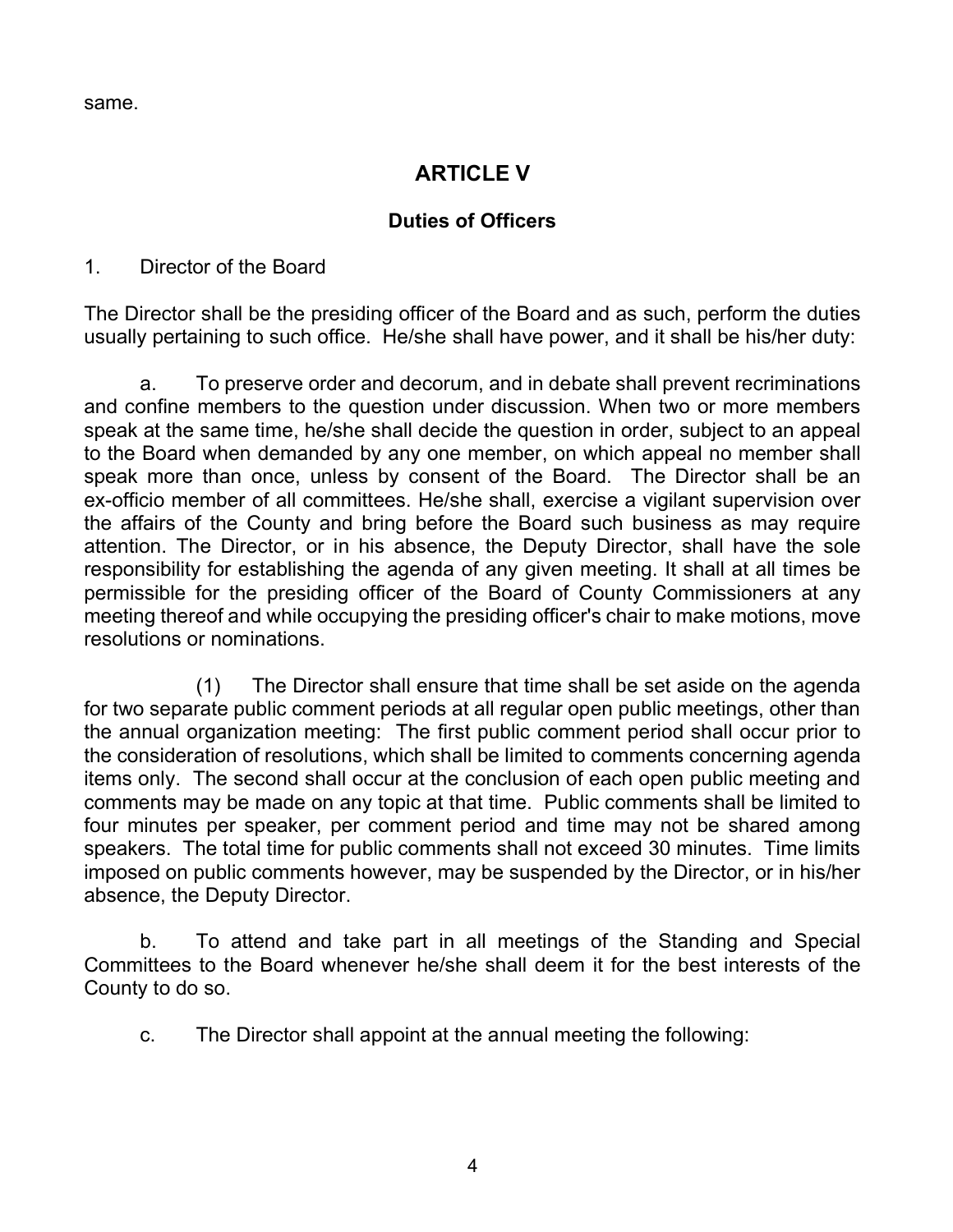same.

# ARTICLE V

## Duties of Officers

1. Director of the Board

The Director shall be the presiding officer of the Board and as such, perform the duties usually pertaining to such office. He/she shall have power, and it shall be his/her duty:

a. To preserve order and decorum, and in debate shall prevent recriminations and confine members to the question under discussion. When two or more members speak at the same time, he/she shall decide the question in order, subject to an appeal to the Board when demanded by any one member, on which appeal no member shall speak more than once, unless by consent of the Board. The Director shall be an ex-officio member of all committees. He/she shall, exercise a vigilant supervision over the affairs of the County and bring before the Board such business as may require attention. The Director, or in his absence, the Deputy Director, shall have the sole responsibility for establishing the agenda of any given meeting. It shall at all times be permissible for the presiding officer of the Board of County Commissioners at any meeting thereof and while occupying the presiding officer's chair to make motions, move resolutions or nominations.

(1) The Director shall ensure that time shall be set aside on the agenda for two separate public comment periods at all regular open public meetings, other than the annual organization meeting: The first public comment period shall occur prior to the consideration of resolutions, which shall be limited to comments concerning agenda items only. The second shall occur at the conclusion of each open public meeting and comments may be made on any topic at that time. Public comments shall be limited to four minutes per speaker, per comment period and time may not be shared among speakers. The total time for public comments shall not exceed 30 minutes. Time limits imposed on public comments however, may be suspended by the Director, or in his/her absence, the Deputy Director.

b. To attend and take part in all meetings of the Standing and Special Committees to the Board whenever he/she shall deem it for the best interests of the County to do so.

c. The Director shall appoint at the annual meeting the following: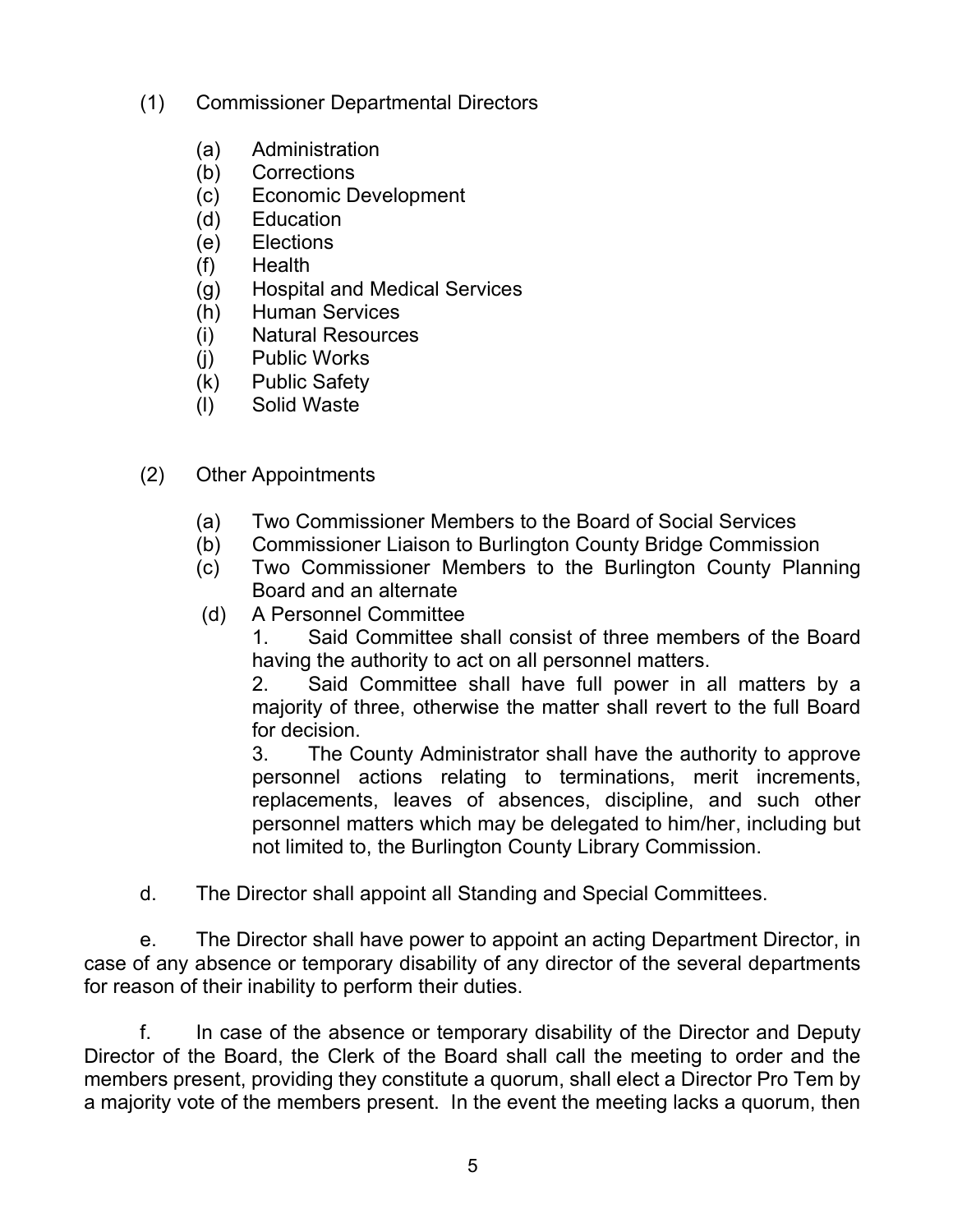(1) Commissioner Departmental Directors

   (a) Administration
   (b) Corrections
   (c) Economic Development
   (d) Education
   (e) Elections
   (f) Health
   (g) Hospital and Medical Services
   (h) Human Services
   (i) Natural Resources
   (j) Public Works
   (k) Public Safety
   (l) Solid Waste

(2) Other Appointments

   (a) Two Commissioner Members to the Board of Social Services
   (b) Commissioner Liaison to Burlington County Bridge Commission
   (c) Two Commissioner Members to the Burlington County Planning Board and an alternate
   (d) A Personnel Committee

      1. Said Committee shall consist of three members of the Board having the authority to act on all personnel matters.

      2. Said Committee shall have full power in all matters by a majority of three, otherwise the matter shall revert to the full Board for decision.

      3. The County Administrator shall have the authority to approve personnel actions relating to terminations, merit increments, replacements, leaves of absences, discipline, and such other personnel matters which may be delegated to him/her, including but not limited to, the Burlington County Library Commission.

d. The Director shall appoint all Standing and Special Committees.

e. The Director shall have power to appoint an acting Department Director, in case of any absence or temporary disability of any director of the several departments for reason of their inability to perform their duties.

f. In case of the absence or temporary disability of the Director and Deputy Director of the Board, the Clerk of the Board shall call the meeting to order and the members present, providing they constitute a quorum, shall elect a Director Pro Tem by a majority vote of the members present. In the event the meeting lacks a quorum, then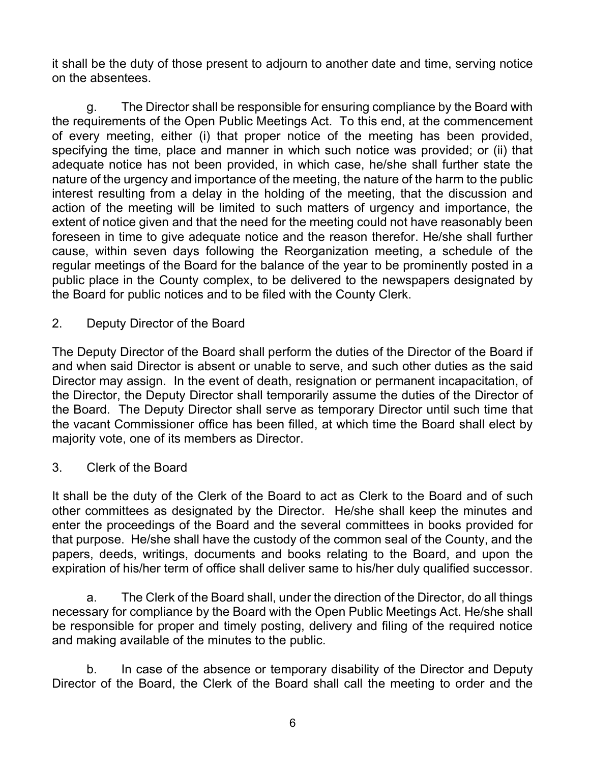it shall be the duty of those present to adjourn to another date and time, serving notice on the absentees.

g. The Director shall be responsible for ensuring compliance by the Board with the requirements of the Open Public Meetings Act. To this end, at the commencement of every meeting, either (i) that proper notice of the meeting has been provided, specifying the time, place and manner in which such notice was provided; or (ii) that adequate notice has not been provided, in which case, he/she shall further state the nature of the urgency and importance of the meeting, the nature of the harm to the public interest resulting from a delay in the holding of the meeting, that the discussion and action of the meeting will be limited to such matters of urgency and importance, the extent of notice given and that the need for the meeting could not have reasonably been foreseen in time to give adequate notice and the reason therefor. He/she shall further cause, within seven days following the Reorganization meeting, a schedule of the regular meetings of the Board for the balance of the year to be prominently posted in a public place in the County complex, to be delivered to the newspapers designated by the Board for public notices and to be filed with the County Clerk.

2. Deputy Director of the Board

The Deputy Director of the Board shall perform the duties of the Director of the Board if and when said Director is absent or unable to serve, and such other duties as the said Director may assign. In the event of death, resignation or permanent incapacitation, of the Director, the Deputy Director shall temporarily assume the duties of the Director of the Board. The Deputy Director shall serve as temporary Director until such time that the vacant Commissioner office has been filled, at which time the Board shall elect by majority vote, one of its members as Director.

3. Clerk of the Board

It shall be the duty of the Clerk of the Board to act as Clerk to the Board and of such other committees as designated by the Director. He/she shall keep the minutes and enter the proceedings of the Board and the several committees in books provided for that purpose. He/she shall have the custody of the common seal of the County, and the papers, deeds, writings, documents and books relating to the Board, and upon the expiration of his/her term of office shall deliver same to his/her duly qualified successor.

a. The Clerk of the Board shall, under the direction of the Director, do all things necessary for compliance by the Board with the Open Public Meetings Act. He/she shall be responsible for proper and timely posting, delivery and filing of the required notice and making available of the minutes to the public.

b. In case of the absence or temporary disability of the Director and Deputy Director of the Board, the Clerk of the Board shall call the meeting to order and the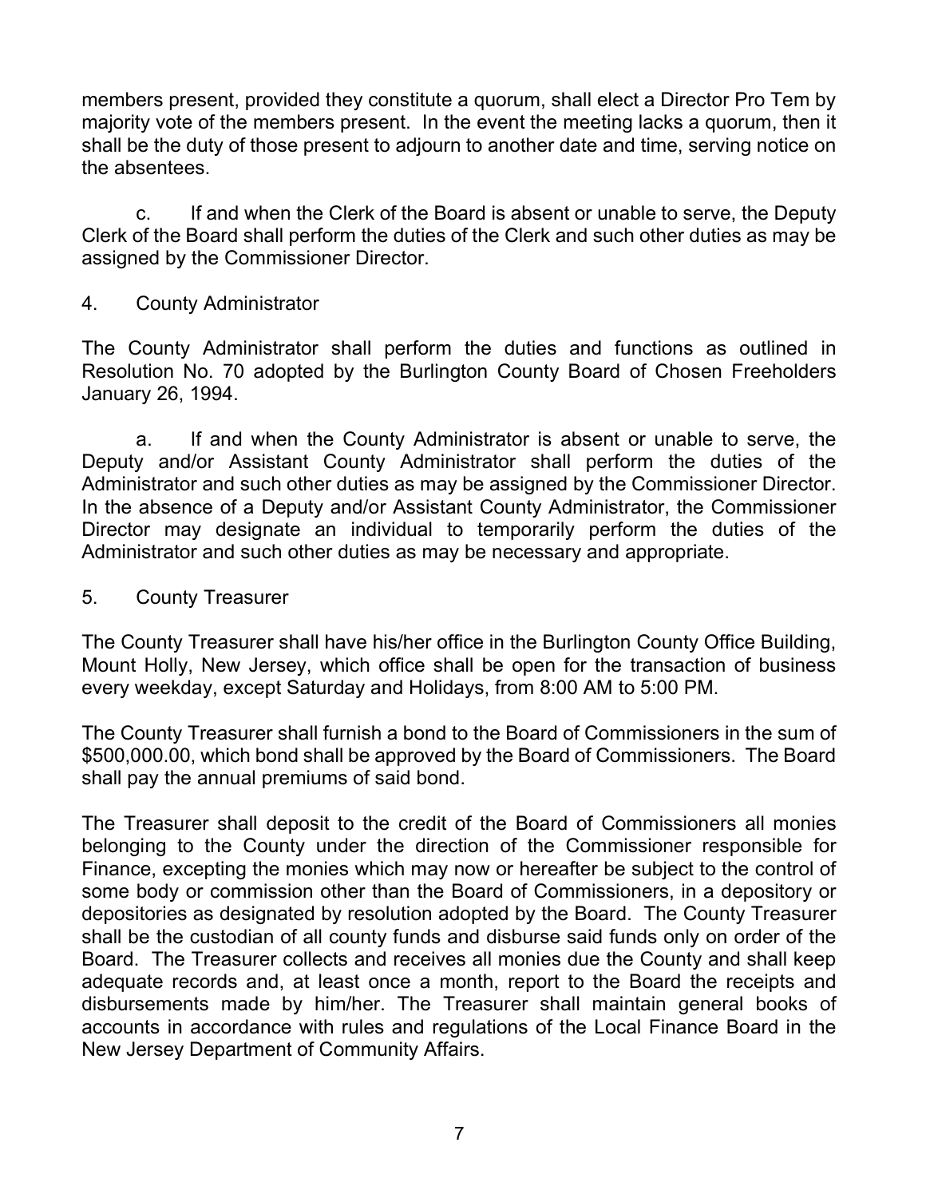members present, provided they constitute a quorum, shall elect a Director Pro Tem by majority vote of the members present. In the event the meeting lacks a quorum, then it shall be the duty of those present to adjourn to another date and time, serving notice on the absentees.

c. If and when the Clerk of the Board is absent or unable to serve, the Deputy Clerk of the Board shall perform the duties of the Clerk and such other duties as may be assigned by the Commissioner Director.

4. County Administrator

The County Administrator shall perform the duties and functions as outlined in Resolution No. 70 adopted by the Burlington County Board of Chosen Freeholders January 26, 1994.

a. If and when the County Administrator is absent or unable to serve, the Deputy and/or Assistant County Administrator shall perform the duties of the Administrator and such other duties as may be assigned by the Commissioner Director. In the absence of a Deputy and/or Assistant County Administrator, the Commissioner Director may designate an individual to temporarily perform the duties of the Administrator and such other duties as may be necessary and appropriate.

5. County Treasurer

The County Treasurer shall have his/her office in the Burlington County Office Building, Mount Holly, New Jersey, which office shall be open for the transaction of business every weekday, except Saturday and Holidays, from 8:00 AM to 5:00 PM.

The County Treasurer shall furnish a bond to the Board of Commissioners in the sum of $500,000.00, which bond shall be approved by the Board of Commissioners. The Board shall pay the annual premiums of said bond.

The Treasurer shall deposit to the credit of the Board of Commissioners all monies belonging to the County under the direction of the Commissioner responsible for Finance, excepting the monies which may now or hereafter be subject to the control of some body or commission other than the Board of Commissioners, in a depository or depositories as designated by resolution adopted by the Board. The County Treasurer shall be the custodian of all county funds and disburse said funds only on order of the Board. The Treasurer collects and receives all monies due the County and shall keep adequate records and, at least once a month, report to the Board the receipts and disbursements made by him/her. The Treasurer shall maintain general books of accounts in accordance with rules and regulations of the Local Finance Board in the New Jersey Department of Community Affairs.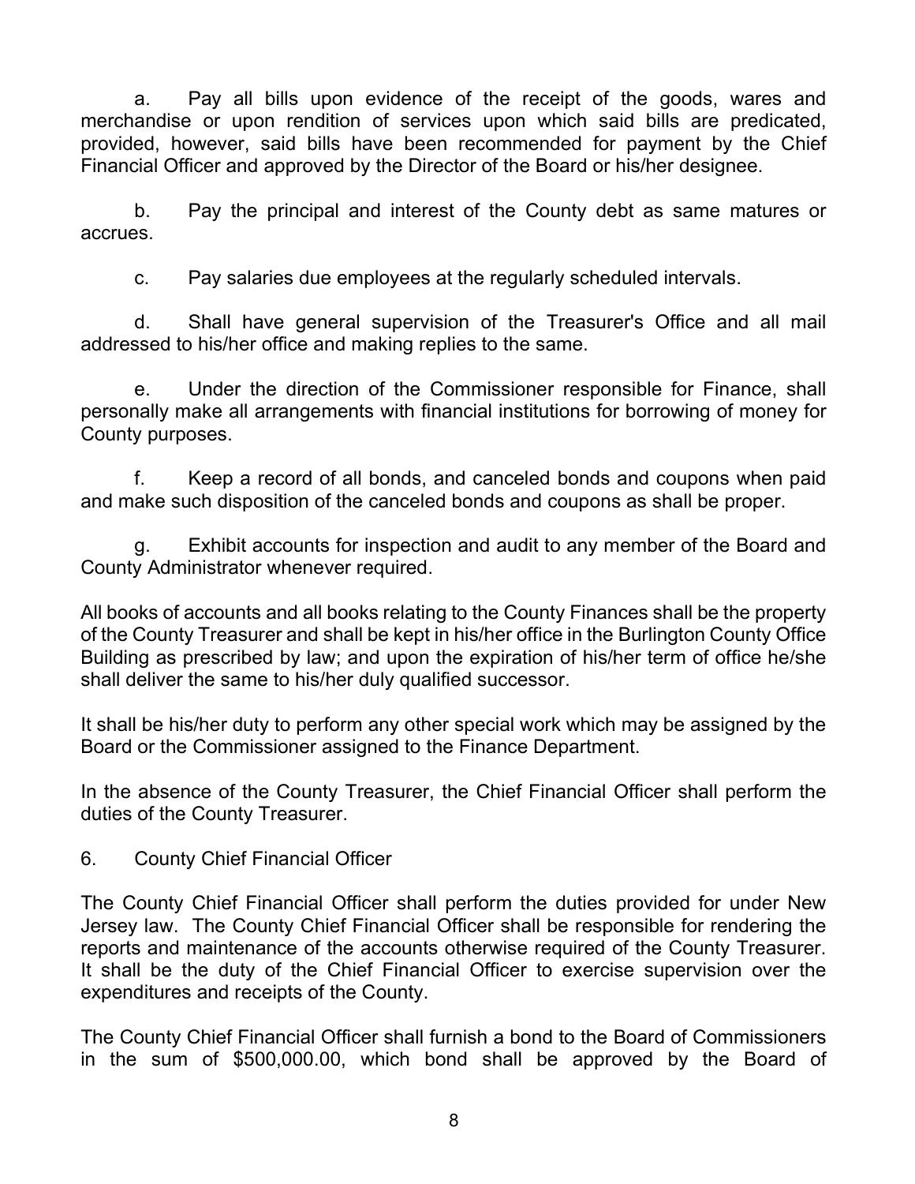a. Pay all bills upon evidence of the receipt of the goods, wares and merchandise or upon rendition of services upon which said bills are predicated, provided, however, said bills have been recommended for payment by the Chief Financial Officer and approved by the Director of the Board or his/her designee.

b. Pay the principal and interest of the County debt as same matures or accrues.

c. Pay salaries due employees at the regularly scheduled intervals.

d. Shall have general supervision of the Treasurer's Office and all mail addressed to his/her office and making replies to the same.

e. Under the direction of the Commissioner responsible for Finance, shall personally make all arrangements with financial institutions for borrowing of money for County purposes.

f. Keep a record of all bonds, and canceled bonds and coupons when paid and make such disposition of the canceled bonds and coupons as shall be proper.

g. Exhibit accounts for inspection and audit to any member of the Board and County Administrator whenever required.

All books of accounts and all books relating to the County Finances shall be the property of the County Treasurer and shall be kept in his/her office in the Burlington County Office Building as prescribed by law; and upon the expiration of his/her term of office he/she shall deliver the same to his/her duly qualified successor.

It shall be his/her duty to perform any other special work which may be assigned by the Board or the Commissioner assigned to the Finance Department.

In the absence of the County Treasurer, the Chief Financial Officer shall perform the duties of the County Treasurer.

6. County Chief Financial Officer

The County Chief Financial Officer shall perform the duties provided for under New Jersey law. The County Chief Financial Officer shall be responsible for rendering the reports and maintenance of the accounts otherwise required of the County Treasurer. It shall be the duty of the Chief Financial Officer to exercise supervision over the expenditures and receipts of the County.

The County Chief Financial Officer shall furnish a bond to the Board of Commissioners in the sum of $500,000.00, which bond shall be approved by the Board of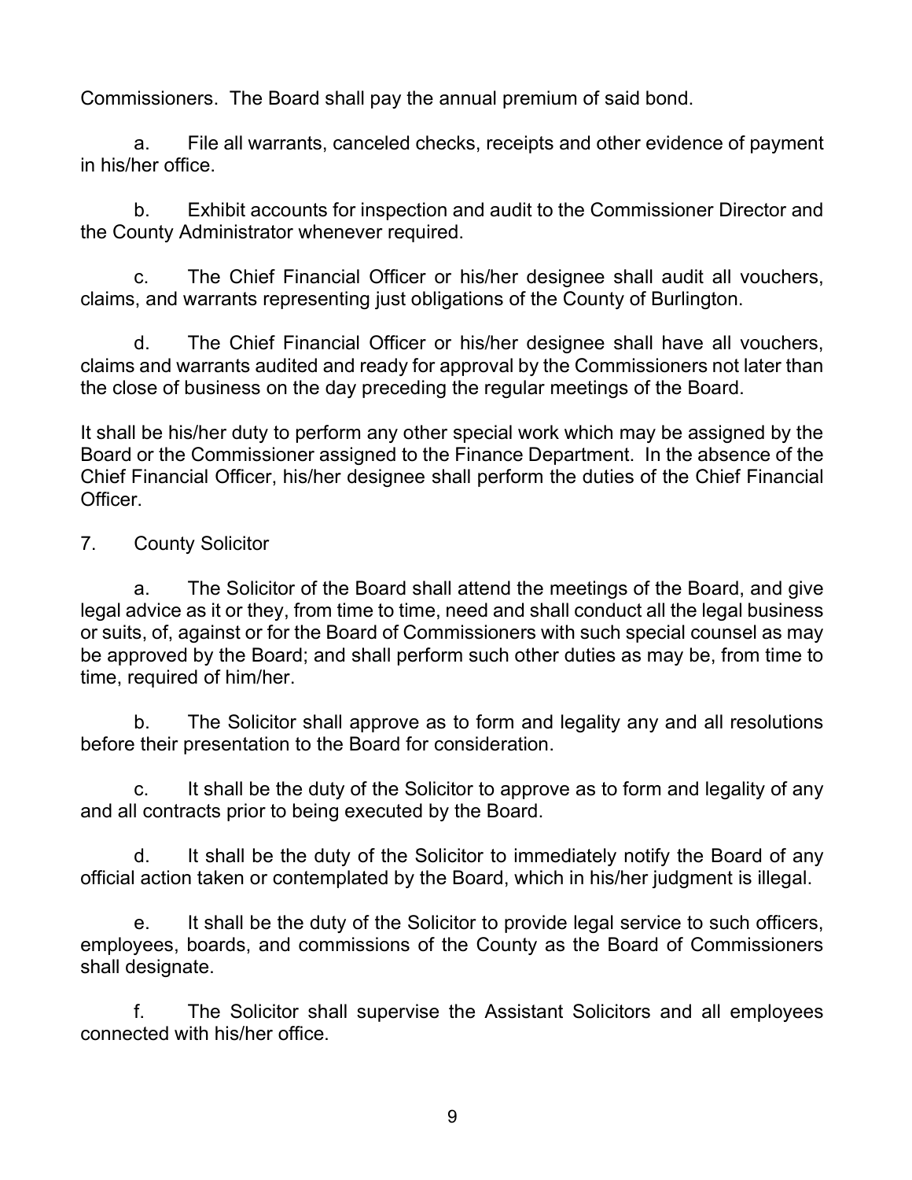Commissioners. The Board shall pay the annual premium of said bond.

a. File all warrants, canceled checks, receipts and other evidence of payment in his/her office.

b. Exhibit accounts for inspection and audit to the Commissioner Director and the County Administrator whenever required.

c. The Chief Financial Officer or his/her designee shall audit all vouchers, claims, and warrants representing just obligations of the County of Burlington.

d. The Chief Financial Officer or his/her designee shall have all vouchers, claims and warrants audited and ready for approval by the Commissioners not later than the close of business on the day preceding the regular meetings of the Board.

It shall be his/her duty to perform any other special work which may be assigned by the Board or the Commissioner assigned to the Finance Department. In the absence of the Chief Financial Officer, his/her designee shall perform the duties of the Chief Financial Officer.

7. County Solicitor

a. The Solicitor of the Board shall attend the meetings of the Board, and give legal advice as it or they, from time to time, need and shall conduct all the legal business or suits, of, against or for the Board of Commissioners with such special counsel as may be approved by the Board; and shall perform such other duties as may be, from time to time, required of him/her.

b. The Solicitor shall approve as to form and legality any and all resolutions before their presentation to the Board for consideration.

c. It shall be the duty of the Solicitor to approve as to form and legality of any and all contracts prior to being executed by the Board.

d. It shall be the duty of the Solicitor to immediately notify the Board of any official action taken or contemplated by the Board, which in his/her judgment is illegal.

e. It shall be the duty of the Solicitor to provide legal service to such officers, employees, boards, and commissions of the County as the Board of Commissioners shall designate.

f. The Solicitor shall supervise the Assistant Solicitors and all employees connected with his/her office.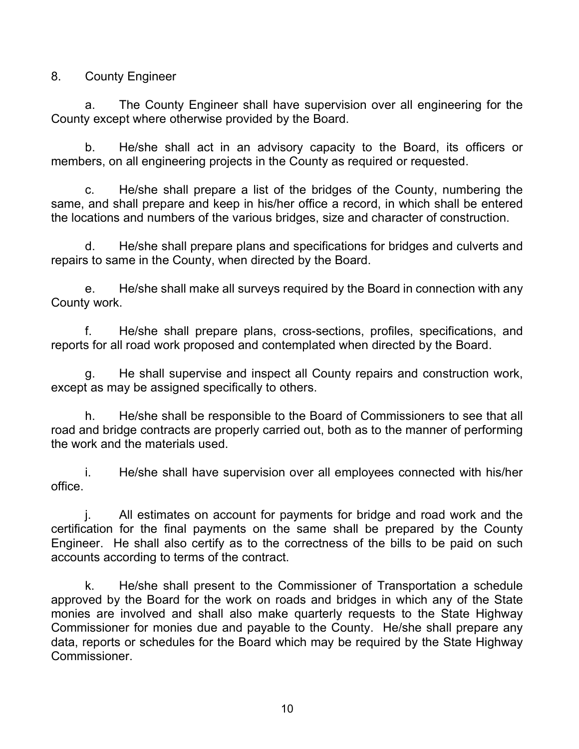8. County Engineer

a. The County Engineer shall have supervision over all engineering for the County except where otherwise provided by the Board.

b. He/she shall act in an advisory capacity to the Board, its officers or members, on all engineering projects in the County as required or requested.

c. He/she shall prepare a list of the bridges of the County, numbering the same, and shall prepare and keep in his/her office a record, in which shall be entered the locations and numbers of the various bridges, size and character of construction.

d. He/she shall prepare plans and specifications for bridges and culverts and repairs to same in the County, when directed by the Board.

e. He/she shall make all surveys required by the Board in connection with any County work.

f. He/she shall prepare plans, cross-sections, profiles, specifications, and reports for all road work proposed and contemplated when directed by the Board.

g. He shall supervise and inspect all County repairs and construction work, except as may be assigned specifically to others.

h. He/she shall be responsible to the Board of Commissioners to see that all road and bridge contracts are properly carried out, both as to the manner of performing the work and the materials used.

i. He/she shall have supervision over all employees connected with his/her office.

j. All estimates on account for payments for bridge and road work and the certification for the final payments on the same shall be prepared by the County Engineer. He shall also certify as to the correctness of the bills to be paid on such accounts according to terms of the contract.

k. He/she shall present to the Commissioner of Transportation a schedule approved by the Board for the work on roads and bridges in which any of the State monies are involved and shall also make quarterly requests to the State Highway Commissioner for monies due and payable to the County. He/she shall prepare any data, reports or schedules for the Board which may be required by the State Highway Commissioner.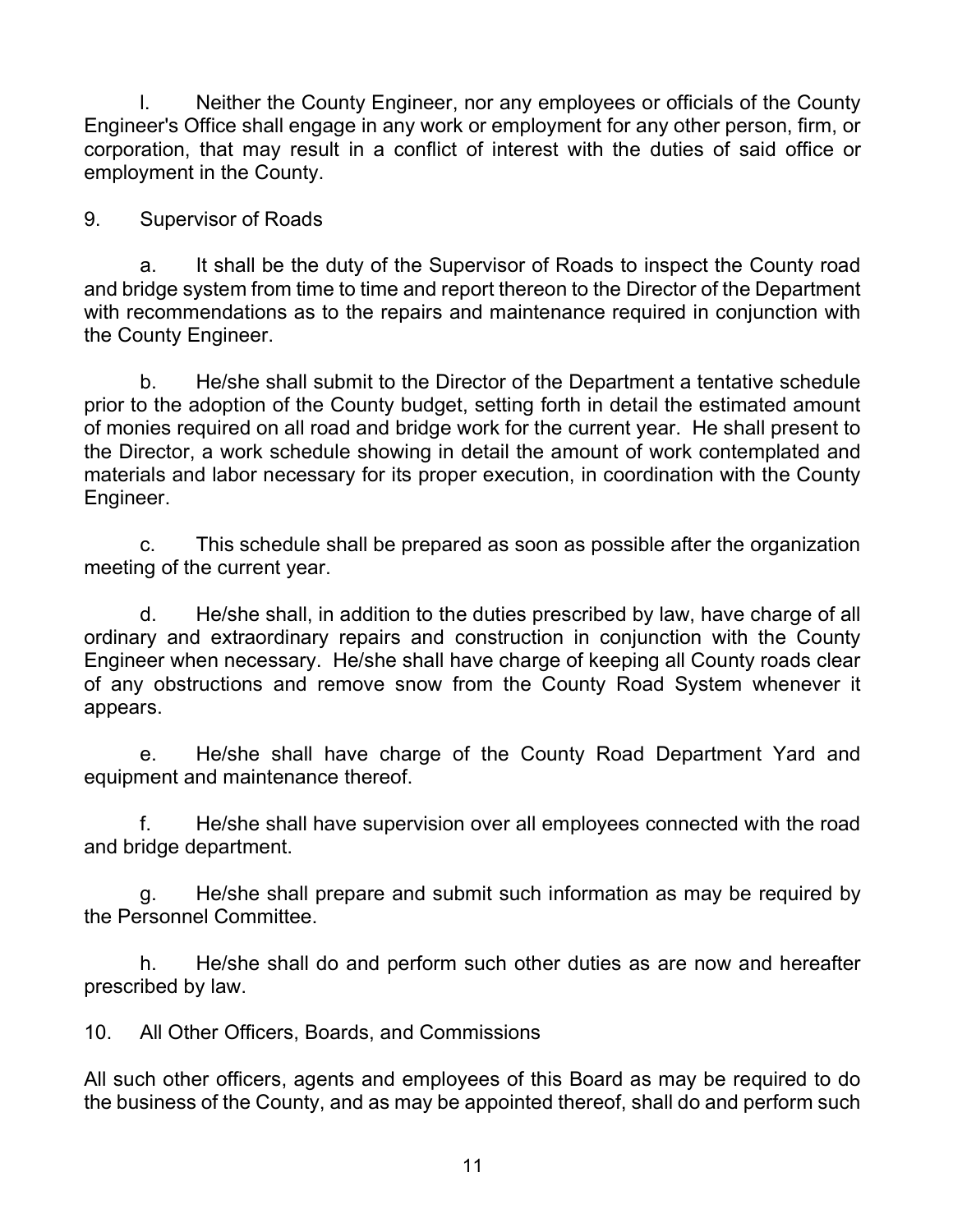l. Neither the County Engineer, nor any employees or officials of the County Engineer's Office shall engage in any work or employment for any other person, firm, or corporation, that may result in a conflict of interest with the duties of said office or employment in the County.

9. Supervisor of Roads

a. It shall be the duty of the Supervisor of Roads to inspect the County road and bridge system from time to time and report thereon to the Director of the Department with recommendations as to the repairs and maintenance required in conjunction with the County Engineer.

b. He/she shall submit to the Director of the Department a tentative schedule prior to the adoption of the County budget, setting forth in detail the estimated amount of monies required on all road and bridge work for the current year. He shall present to the Director, a work schedule showing in detail the amount of work contemplated and materials and labor necessary for its proper execution, in coordination with the County Engineer.

c. This schedule shall be prepared as soon as possible after the organization meeting of the current year.

d. He/she shall, in addition to the duties prescribed by law, have charge of all ordinary and extraordinary repairs and construction in conjunction with the County Engineer when necessary. He/she shall have charge of keeping all County roads clear of any obstructions and remove snow from the County Road System whenever it appears.

e. He/she shall have charge of the County Road Department Yard and equipment and maintenance thereof.

f. He/she shall have supervision over all employees connected with the road and bridge department.

g. He/she shall prepare and submit such information as may be required by the Personnel Committee.

h. He/she shall do and perform such other duties as are now and hereafter prescribed by law.

10. All Other Officers, Boards, and Commissions

All such other officers, agents and employees of this Board as may be required to do the business of the County, and as may be appointed thereof, shall do and perform such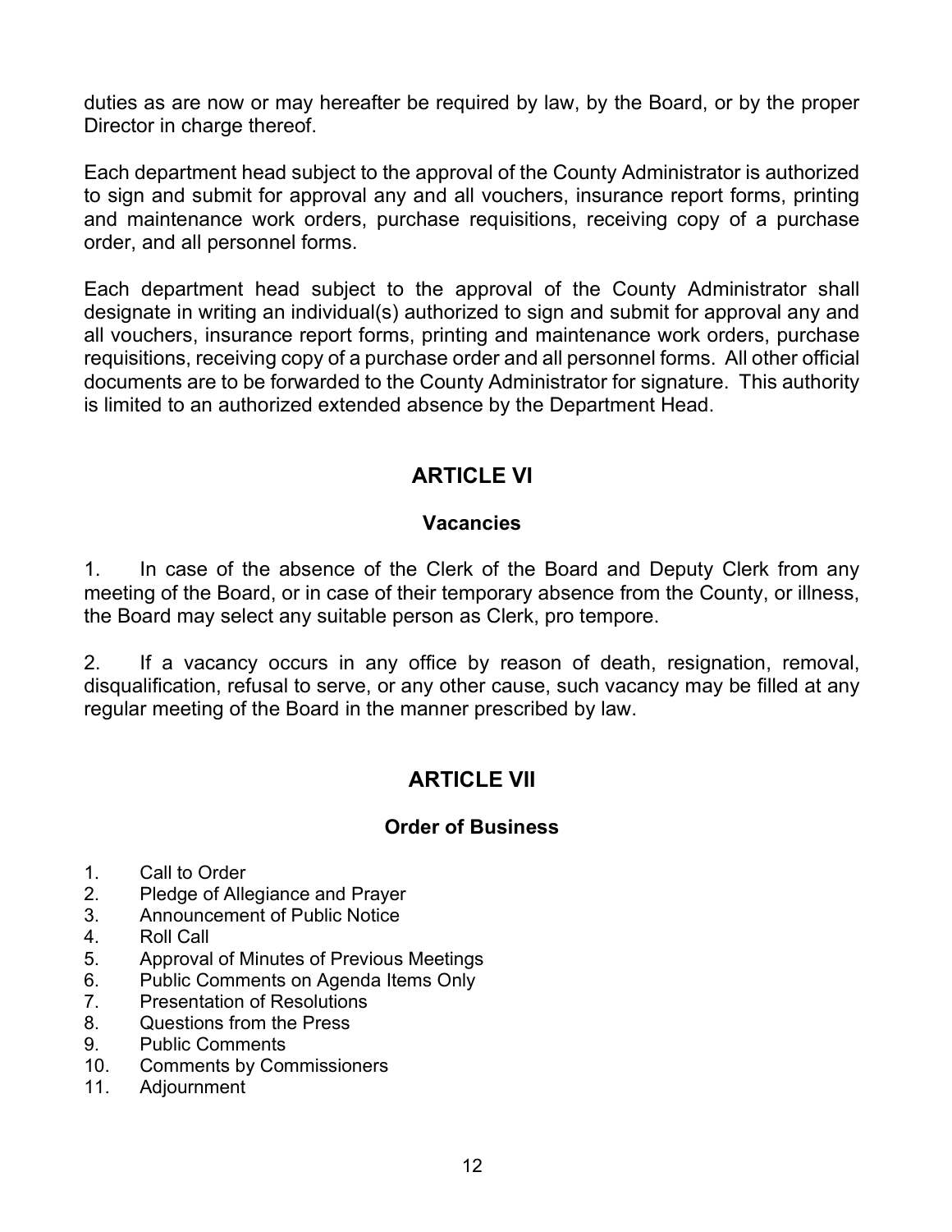duties as are now or may hereafter be required by law, by the Board, or by the proper Director in charge thereof.

Each department head subject to the approval of the County Administrator is authorized to sign and submit for approval any and all vouchers, insurance report forms, printing and maintenance work orders, purchase requisitions, receiving copy of a purchase order, and all personnel forms.

Each department head subject to the approval of the County Administrator shall designate in writing an individual(s) authorized to sign and submit for approval any and all vouchers, insurance report forms, printing and maintenance work orders, purchase requisitions, receiving copy of a purchase order and all personnel forms. All other official documents are to be forwarded to the County Administrator for signature. This authority is limited to an authorized extended absence by the Department Head.

## ARTICLE VI

### Vacancies

1. In case of the absence of the Clerk of the Board and Deputy Clerk from any meeting of the Board, or in case of their temporary absence from the County, or illness, the Board may select any suitable person as Clerk, pro tempore.

2. If a vacancy occurs in any office by reason of death, resignation, removal, disqualification, refusal to serve, or any other cause, such vacancy may be filled at any regular meeting of the Board in the manner prescribed by law.

## ARTICLE VII

### Order of Business

1. Call to Order
2. Pledge of Allegiance and Prayer
3. Announcement of Public Notice
4. Roll Call
5. Approval of Minutes of Previous Meetings
6. Public Comments on Agenda Items Only
7. Presentation of Resolutions
8. Questions from the Press
9. Public Comments
10. Comments by Commissioners
11. Adjournment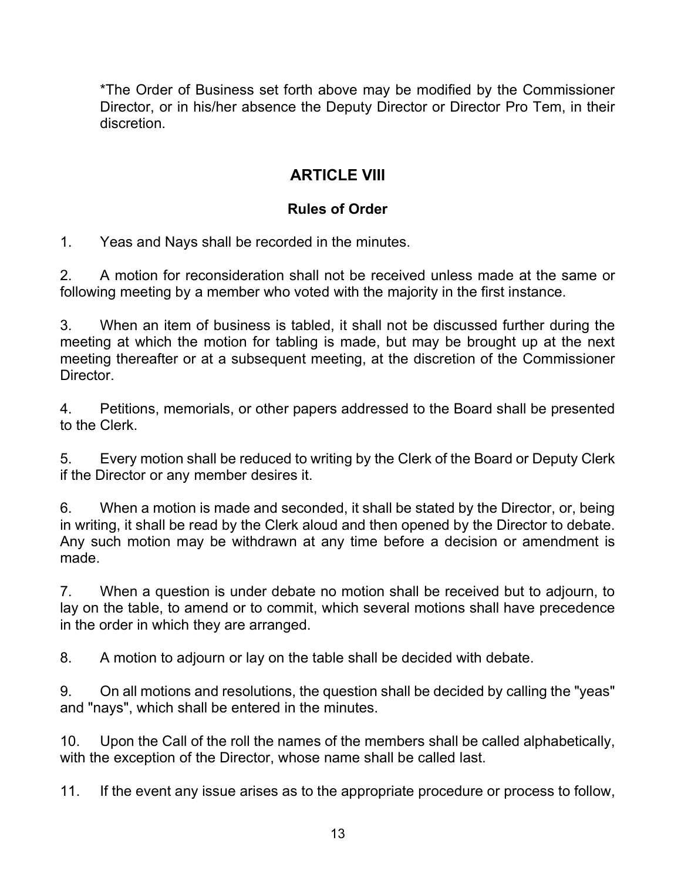*The Order of Business set forth above may be modified by the Commissioner Director, or in his/her absence the Deputy Director or Director Pro Tem, in their discretion.

## ARTICLE VIII

### Rules of Order

1. Yeas and Nays shall be recorded in the minutes.

2. A motion for reconsideration shall not be received unless made at the same or following meeting by a member who voted with the majority in the first instance.

3. When an item of business is tabled, it shall not be discussed further during the meeting at which the motion for tabling is made, but may be brought up at the next meeting thereafter or at a subsequent meeting, at the discretion of the Commissioner Director.

4. Petitions, memorials, or other papers addressed to the Board shall be presented to the Clerk.

5. Every motion shall be reduced to writing by the Clerk of the Board or Deputy Clerk if the Director or any member desires it.

6. When a motion is made and seconded, it shall be stated by the Director, or, being in writing, it shall be read by the Clerk aloud and then opened by the Director to debate. Any such motion may be withdrawn at any time before a decision or amendment is made.

7. When a question is under debate no motion shall be received but to adjourn, to lay on the table, to amend or to commit, which several motions shall have precedence in the order in which they are arranged.

8. A motion to adjourn or lay on the table shall be decided with debate.

9. On all motions and resolutions, the question shall be decided by calling the "yeas" and "nays", which shall be entered in the minutes.

10. Upon the Call of the roll the names of the members shall be called alphabetically, with the exception of the Director, whose name shall be called last.

11. If the event any issue arises as to the appropriate procedure or process to follow,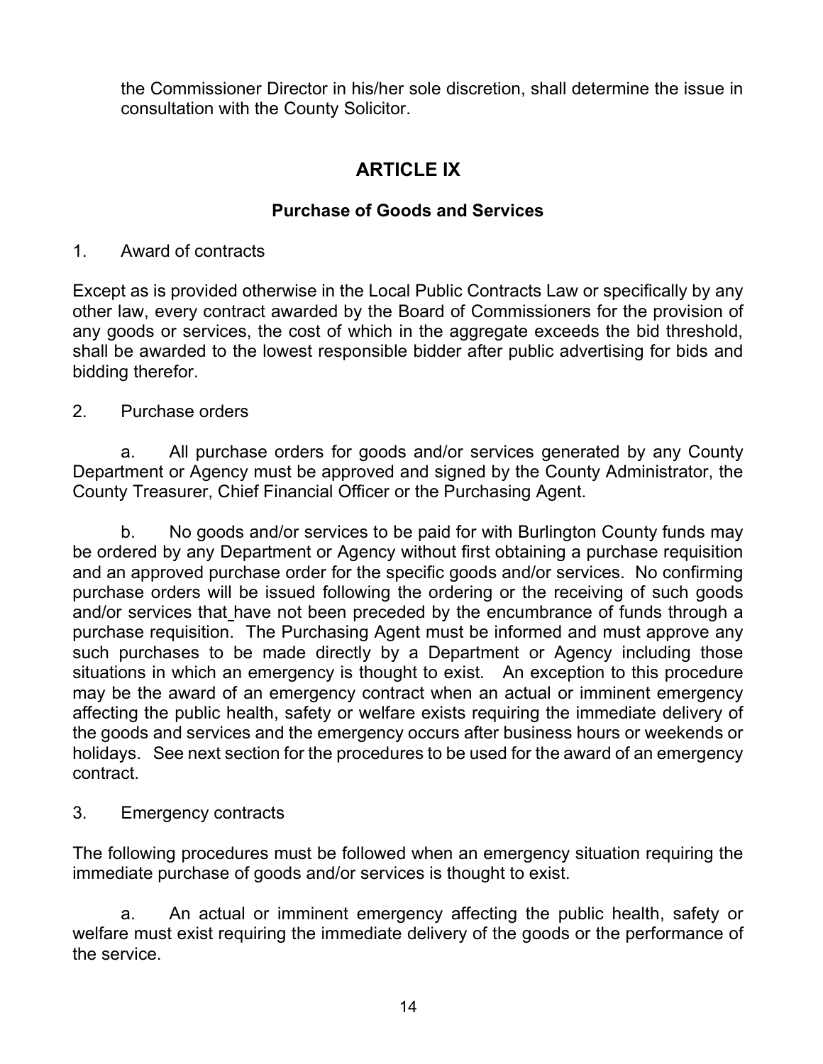the Commissioner Director in his/her sole discretion, shall determine the issue in consultation with the County Solicitor.

## ARTICLE IX

### Purchase of Goods and Services

1. Award of contracts

Except as is provided otherwise in the Local Public Contracts Law or specifically by any other law, every contract awarded by the Board of Commissioners for the provision of any goods or services, the cost of which in the aggregate exceeds the bid threshold, shall be awarded to the lowest responsible bidder after public advertising for bids and bidding therefor.

2. Purchase orders

a. All purchase orders for goods and/or services generated by any County Department or Agency must be approved and signed by the County Administrator, the County Treasurer, Chief Financial Officer or the Purchasing Agent.

b. No goods and/or services to be paid for with Burlington County funds may be ordered by any Department or Agency without first obtaining a purchase requisition and an approved purchase order for the specific goods and/or services. No confirming purchase orders will be issued following the ordering or the receiving of such goods and/or services that have not been preceded by the encumbrance of funds through a purchase requisition. The Purchasing Agent must be informed and must approve any such purchases to be made directly by a Department or Agency including those situations in which an emergency is thought to exist. An exception to this procedure may be the award of an emergency contract when an actual or imminent emergency affecting the public health, safety or welfare exists requiring the immediate delivery of the goods and services and the emergency occurs after business hours or weekends or holidays. See next section for the procedures to be used for the award of an emergency contract.

3. Emergency contracts

The following procedures must be followed when an emergency situation requiring the immediate purchase of goods and/or services is thought to exist.

a. An actual or imminent emergency affecting the public health, safety or welfare must exist requiring the immediate delivery of the goods or the performance of the service.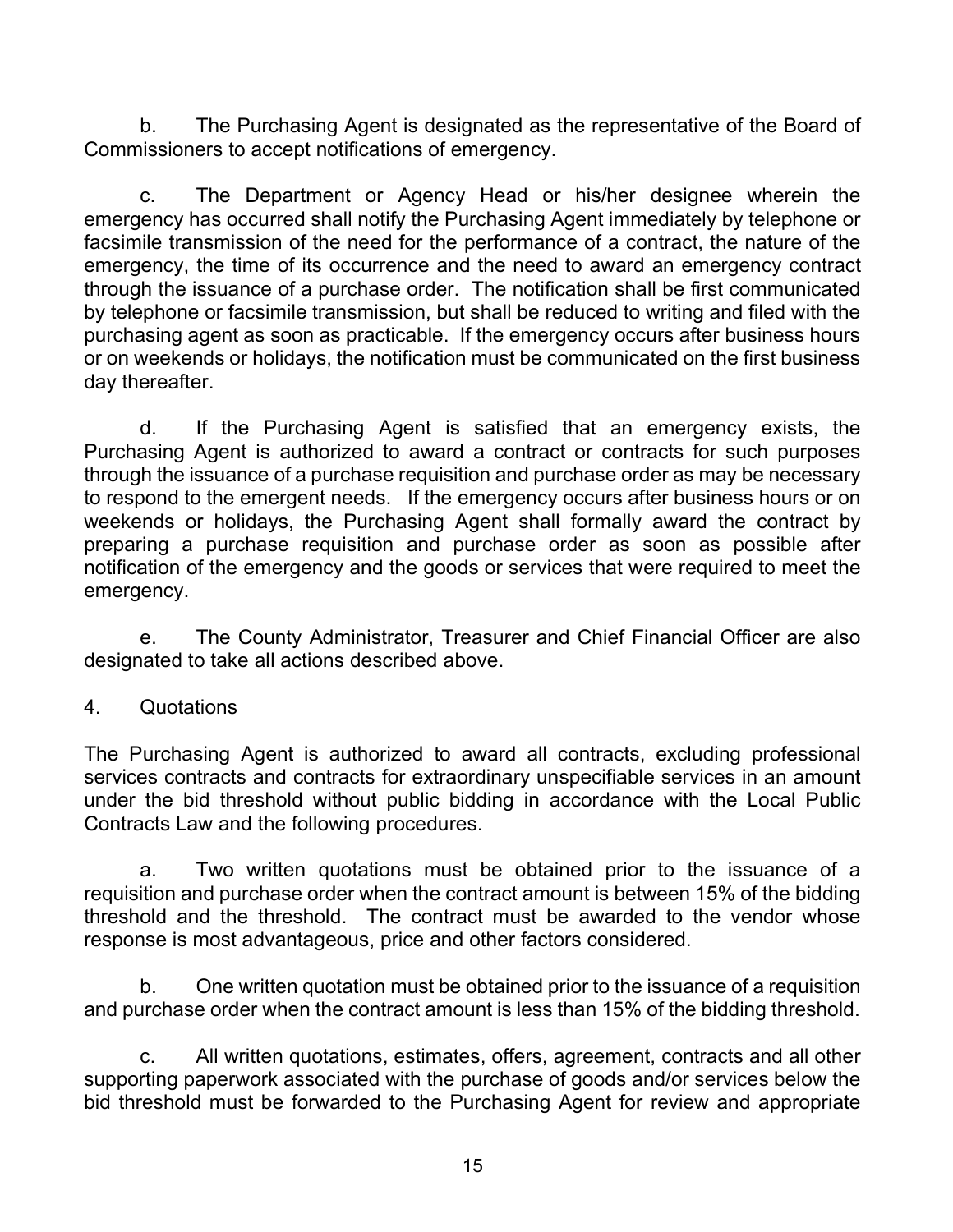b. The Purchasing Agent is designated as the representative of the Board of Commissioners to accept notifications of emergency.

c. The Department or Agency Head or his/her designee wherein the emergency has occurred shall notify the Purchasing Agent immediately by telephone or facsimile transmission of the need for the performance of a contract, the nature of the emergency, the time of its occurrence and the need to award an emergency contract through the issuance of a purchase order. The notification shall be first communicated by telephone or facsimile transmission, but shall be reduced to writing and filed with the purchasing agent as soon as practicable. If the emergency occurs after business hours or on weekends or holidays, the notification must be communicated on the first business day thereafter.

d. If the Purchasing Agent is satisfied that an emergency exists, the Purchasing Agent is authorized to award a contract or contracts for such purposes through the issuance of a purchase requisition and purchase order as may be necessary to respond to the emergent needs. If the emergency occurs after business hours or on weekends or holidays, the Purchasing Agent shall formally award the contract by preparing a purchase requisition and purchase order as soon as possible after notification of the emergency and the goods or services that were required to meet the emergency.

e. The County Administrator, Treasurer and Chief Financial Officer are also designated to take all actions described above.

4. Quotations

The Purchasing Agent is authorized to award all contracts, excluding professional services contracts and contracts for extraordinary unspecifiable services in an amount under the bid threshold without public bidding in accordance with the Local Public Contracts Law and the following procedures.

a. Two written quotations must be obtained prior to the issuance of a requisition and purchase order when the contract amount is between 15% of the bidding threshold and the threshold. The contract must be awarded to the vendor whose response is most advantageous, price and other factors considered.

b. One written quotation must be obtained prior to the issuance of a requisition and purchase order when the contract amount is less than 15% of the bidding threshold.

c. All written quotations, estimates, offers, agreement, contracts and all other supporting paperwork associated with the purchase of goods and/or services below the bid threshold must be forwarded to the Purchasing Agent for review and appropriate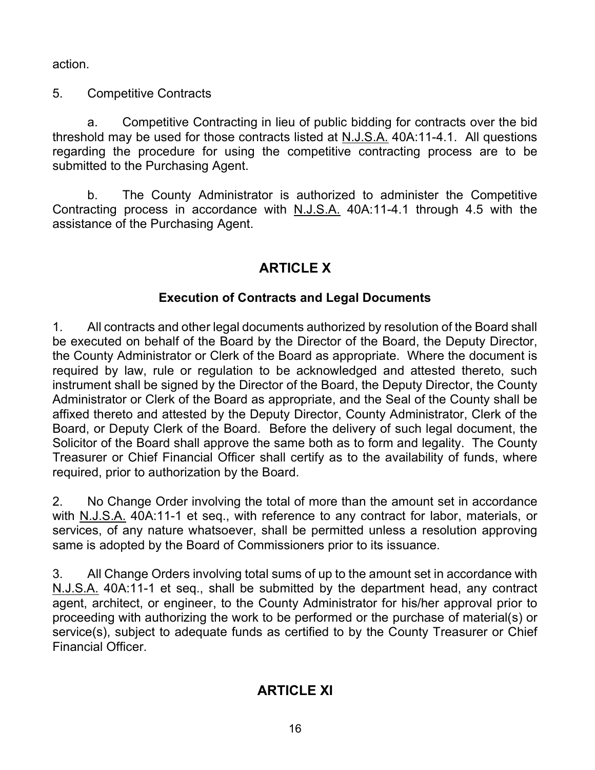action.

5. Competitive Contracts

a. Competitive Contracting in lieu of public bidding for contracts over the bid threshold may be used for those contracts listed at N.J.S.A. 40A:11-4.1. All questions regarding the procedure for using the competitive contracting process are to be submitted to the Purchasing Agent.

b. The County Administrator is authorized to administer the Competitive Contracting process in accordance with N.J.S.A. 40A:11-4.1 through 4.5 with the assistance of the Purchasing Agent.

## ARTICLE X

### Execution of Contracts and Legal Documents

1. All contracts and other legal documents authorized by resolution of the Board shall be executed on behalf of the Board by the Director of the Board, the Deputy Director, the County Administrator or Clerk of the Board as appropriate. Where the document is required by law, rule or regulation to be acknowledged and attested thereto, such instrument shall be signed by the Director of the Board, the Deputy Director, the County Administrator or Clerk of the Board as appropriate, and the Seal of the County shall be affixed thereto and attested by the Deputy Director, County Administrator, Clerk of the Board, or Deputy Clerk of the Board. Before the delivery of such legal document, the Solicitor of the Board shall approve the same both as to form and legality. The County Treasurer or Chief Financial Officer shall certify as to the availability of funds, where required, prior to authorization by the Board.

2. No Change Order involving the total of more than the amount set in accordance with N.J.S.A. 40A:11-1 et seq., with reference to any contract for labor, materials, or services, of any nature whatsoever, shall be permitted unless a resolution approving same is adopted by the Board of Commissioners prior to its issuance.

3. All Change Orders involving total sums of up to the amount set in accordance with N.J.S.A. 40A:11-1 et seq., shall be submitted by the department head, any contract agent, architect, or engineer, to the County Administrator for his/her approval prior to proceeding with authorizing the work to be performed or the purchase of material(s) or service(s), subject to adequate funds as certified to by the County Treasurer or Chief Financial Officer.

## ARTICLE XI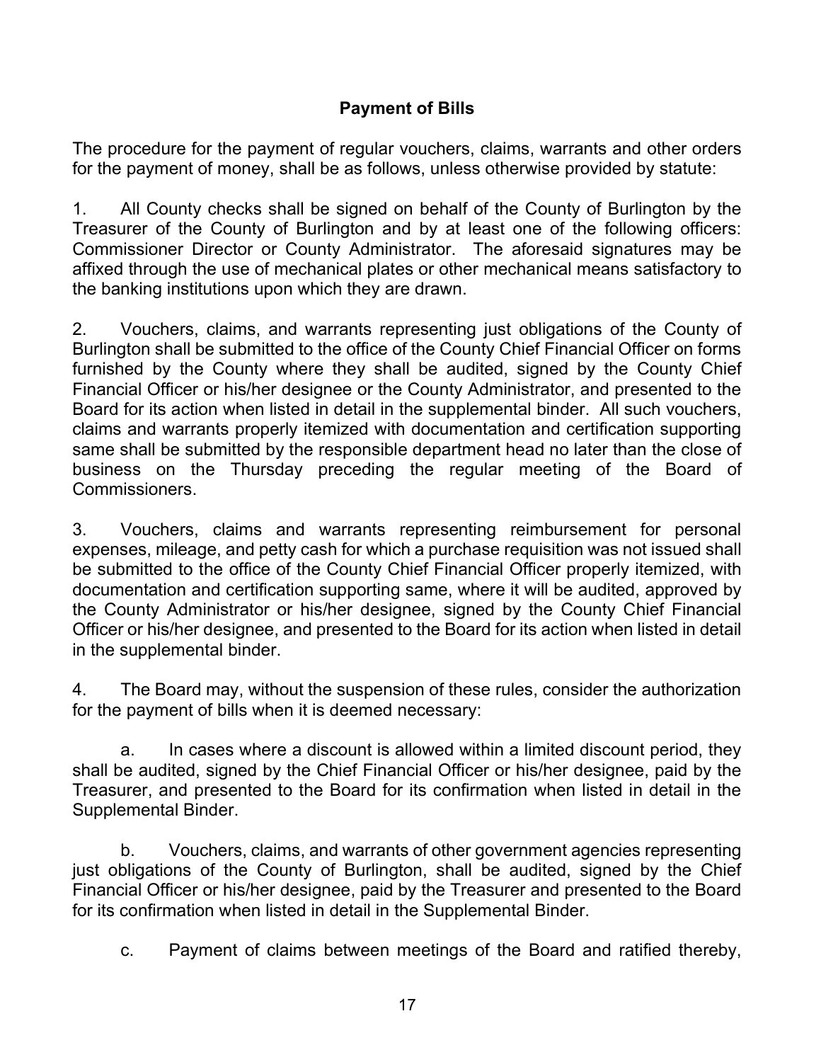## Payment of Bills

The procedure for the payment of regular vouchers, claims, warrants and other orders for the payment of money, shall be as follows, unless otherwise provided by statute:

1. All County checks shall be signed on behalf of the County of Burlington by the Treasurer of the County of Burlington and by at least one of the following officers: Commissioner Director or County Administrator. The aforesaid signatures may be affixed through the use of mechanical plates or other mechanical means satisfactory to the banking institutions upon which they are drawn.

2. Vouchers, claims, and warrants representing just obligations of the County of Burlington shall be submitted to the office of the County Chief Financial Officer on forms furnished by the County where they shall be audited, signed by the County Chief Financial Officer or his/her designee or the County Administrator, and presented to the Board for its action when listed in detail in the supplemental binder. All such vouchers, claims and warrants properly itemized with documentation and certification supporting same shall be submitted by the responsible department head no later than the close of business on the Thursday preceding the regular meeting of the Board of Commissioners.

3. Vouchers, claims and warrants representing reimbursement for personal expenses, mileage, and petty cash for which a purchase requisition was not issued shall be submitted to the office of the County Chief Financial Officer properly itemized, with documentation and certification supporting same, where it will be audited, approved by the County Administrator or his/her designee, signed by the County Chief Financial Officer or his/her designee, and presented to the Board for its action when listed in detail in the supplemental binder.

4. The Board may, without the suspension of these rules, consider the authorization for the payment of bills when it is deemed necessary:

   a. In cases where a discount is allowed within a limited discount period, they shall be audited, signed by the Chief Financial Officer or his/her designee, paid by the Treasurer, and presented to the Board for its confirmation when listed in detail in the Supplemental Binder.

   b. Vouchers, claims, and warrants of other government agencies representing just obligations of the County of Burlington, shall be audited, signed by the Chief Financial Officer or his/her designee, paid by the Treasurer and presented to the Board for its confirmation when listed in detail in the Supplemental Binder.

   c. Payment of claims between meetings of the Board and ratified thereby,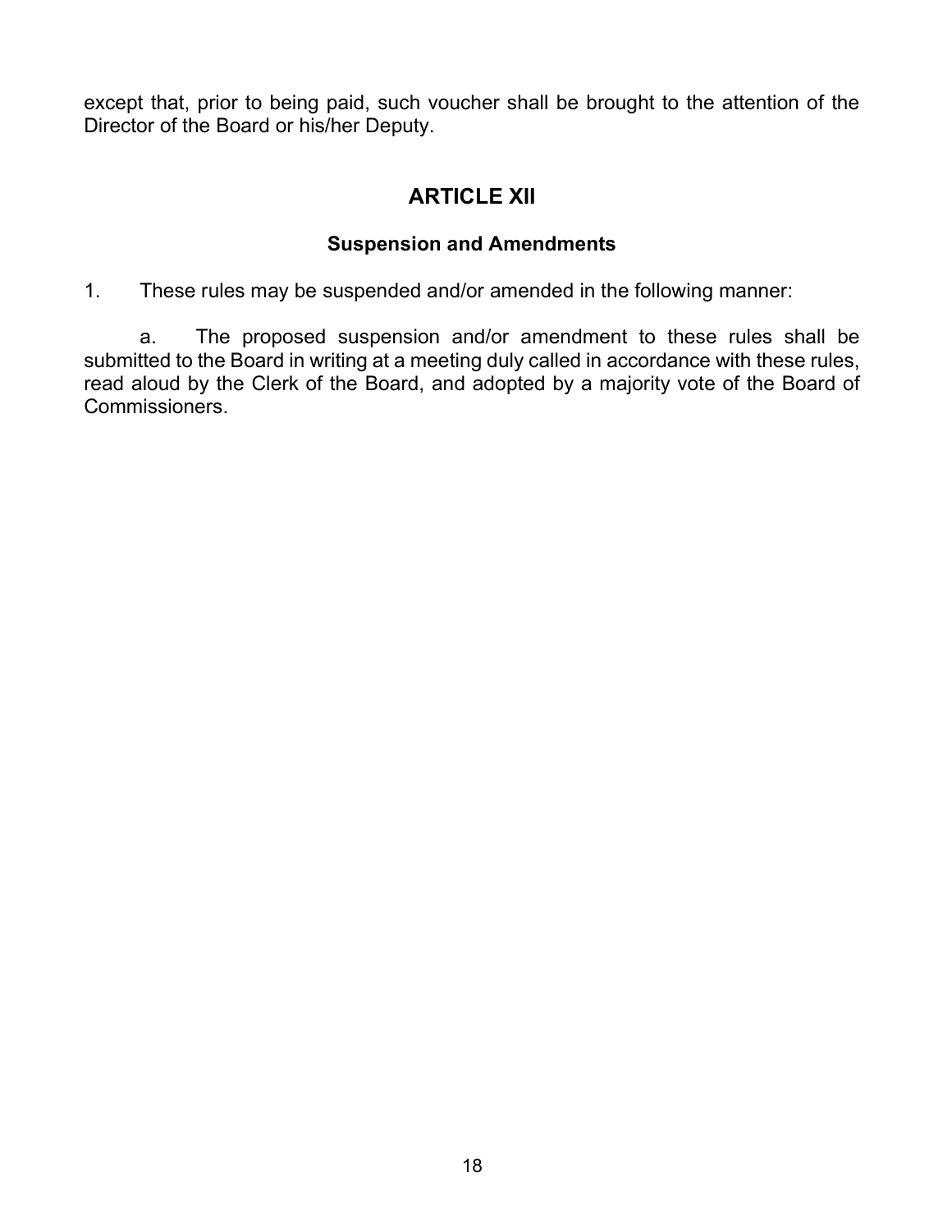except that, prior to being paid, such voucher shall be brought to the attention of the Director of the Board or his/her Deputy.

## ARTICLE XII

### Suspension and Amendments

1. These rules may be suspended and/or amended in the following manner:

   a. The proposed suspension and/or amendment to these rules shall be submitted to the Board in writing at a meeting duly called in accordance with these rules, read aloud by the Clerk of the Board, and adopted by a majority vote of the Board of Commissioners.